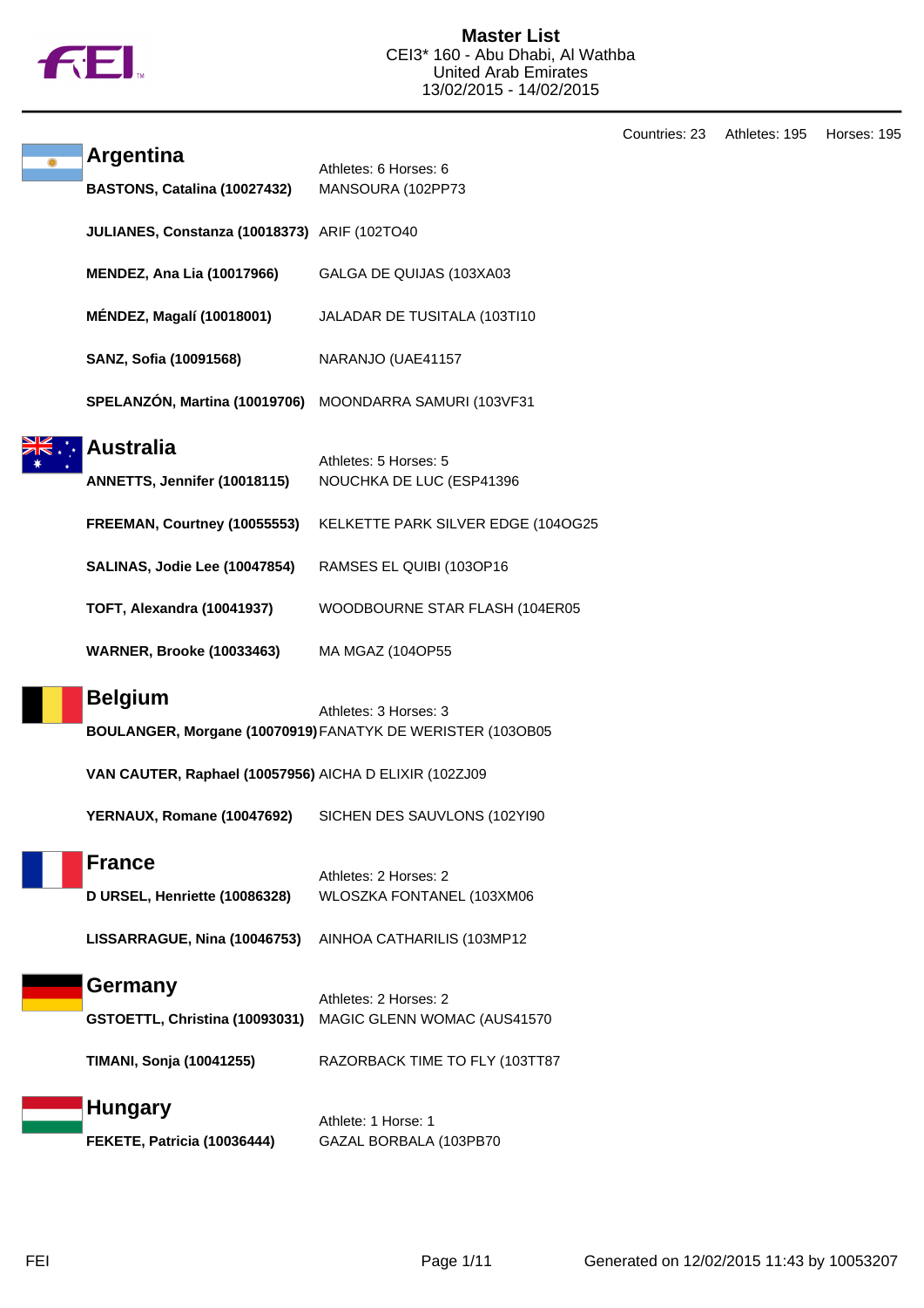# Master List

CEI3* 160 - Abu Dhabi, Al Wathba
United Arab Emirates
13/02/2015 - 14/02/2015

Countries: 23 Athletes: 195 Horses: 195

## Argentina

Athletes: 6 Horses: 6

**BASTONS, Catalina (10027432)** MANSOURA (102PP73

**JULIANES, Constanza (10018373)** ARIF (102TO40

**MENDEZ, Ana Lia (10017966)** GALGA DE QUIJAS (103XA03

**MÉNDEZ, Magalí (10018001)** JALADAR DE TUSITALA (103TI10

**SANZ, Sofia (10091568)** NARANJO (UAE41157

**SPELANZÓN, Martina (10019706)** MOONDARRA SAMURI (103VF31

## Australia

Athletes: 5 Horses: 5

**ANNETTS, Jennifer (10018115)** NOUCHKA DE LUC (ESP41396

**FREEMAN, Courtney (10055553)** KELKETTE PARK SILVER EDGE (104OG25

**SALINAS, Jodie Lee (10047854)** RAMSES EL QUIBI (103OP16

**TOFT, Alexandra (10041937)** WOODBOURNE STAR FLASH (104ER05

**WARNER, Brooke (10033463)** MA MGAZ (104OP55

## Belgium

Athletes: 3 Horses: 3

**BOULANGER, Morgane (10070919)** FANATYK DE WERISTER (103OB05

**VAN CAUTER, Raphael (10057956)** AICHA D ELIXIR (102ZJ09

**YERNAUX, Romane (10047692)** SICHEN DES SAUVLONS (102YI90

## France

Athletes: 2 Horses: 2

**D URSEL, Henriette (10086328)** WLOSZKA FONTANEL (103XM06

**LISSARRAGUE, Nina (10046753)** AINHOA CATHARILIS (103MP12

## Germany

Athletes: 2 Horses: 2

**GSTOETTL, Christina (10093031)** MAGIC GLENN WOMAC (AUS41570

**TIMANI, Sonja (10041255)** RAZORBACK TIME TO FLY (103TT87

## Hungary

Athlete: 1 Horse: 1

**FEKETE, Patricia (10036444)** GAZAL BORBALA (103PB70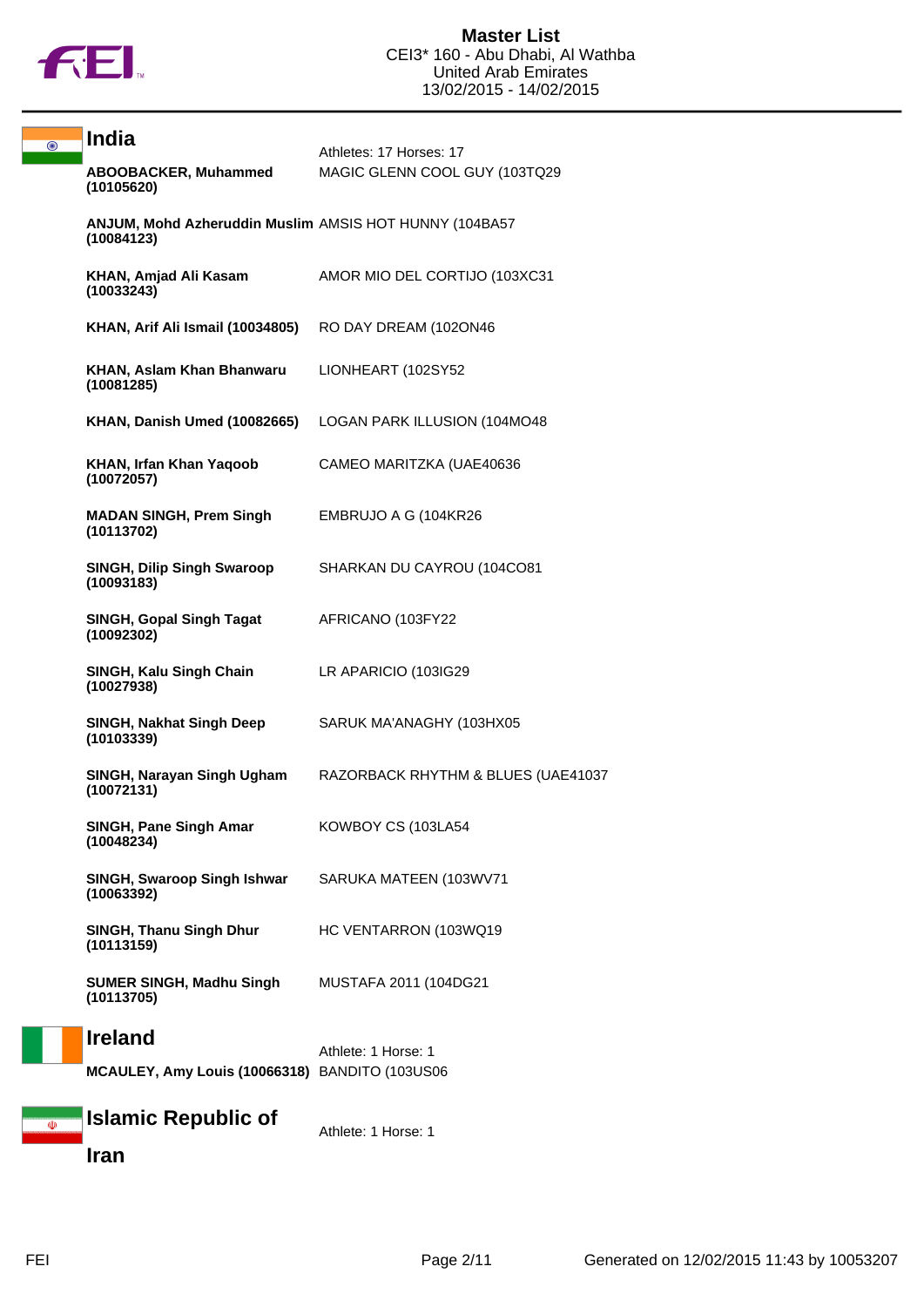# Master List

CEI3* 160 - Abu Dhabi, Al Wathba
United Arab Emirates
13/02/2015 - 14/02/2015

## India

Athletes: 17 Horses: 17

| Athlete | Horse |
| --- | --- |
| **ABOOBACKER, Muhammed (10105620)** | MAGIC GLENN COOL GUY (103TQ29 |
| **ANJUM, Mohd Azheruddin Muslim (10084123)** | AMSIS HOT HUNNY (104BA57 |
| **KHAN, Amjad Ali Kasam (10033243)** | AMOR MIO DEL CORTIJO (103XC31 |
| **KHAN, Arif Ali Ismail (10034805)** | RO DAY DREAM (102ON46 |
| **KHAN, Aslam Khan Bhanwaru (10081285)** | LIONHEART (102SY52 |
| **KHAN, Danish Umed (10082665)** | LOGAN PARK ILLUSION (104MO48 |
| **KHAN, Irfan Khan Yaqoob (10072057)** | CAMEO MARITZKA (UAE40636 |
| **MADAN SINGH, Prem Singh (10113702)** | EMBRUJO A G (104KR26 |
| **SINGH, Dilip Singh Swaroop (10093183)** | SHARKAN DU CAYROU (104CO81 |
| **SINGH, Gopal Singh Tagat (10092302)** | AFRICANO (103FY22 |
| **SINGH, Kalu Singh Chain (10027938)** | LR APARICIO (103IG29 |
| **SINGH, Nakhat Singh Deep (10103339)** | SARUK MA'ANAGHY (103HX05 |
| **SINGH, Narayan Singh Ugham (10072131)** | RAZORBACK RHYTHM & BLUES (UAE41037 |
| **SINGH, Pane Singh Amar (10048234)** | KOWBOY CS (103LA54 |
| **SINGH, Swaroop Singh Ishwar (10063392)** | SARUKA MATEEN (103WV71 |
| **SINGH, Thanu Singh Dhur (10113159)** | HC VENTARRON (103WQ19 |
| **SUMER SINGH, Madhu Singh (10113705)** | MUSTAFA 2011 (104DG21 |

## Ireland

Athlete: 1 Horse: 1

| Athlete | Horse |
| --- | --- |
| **MCAULEY, Amy Louis (10066318)** | BANDITO (103US06 |

## Islamic Republic of Iran

Athlete: 1 Horse: 1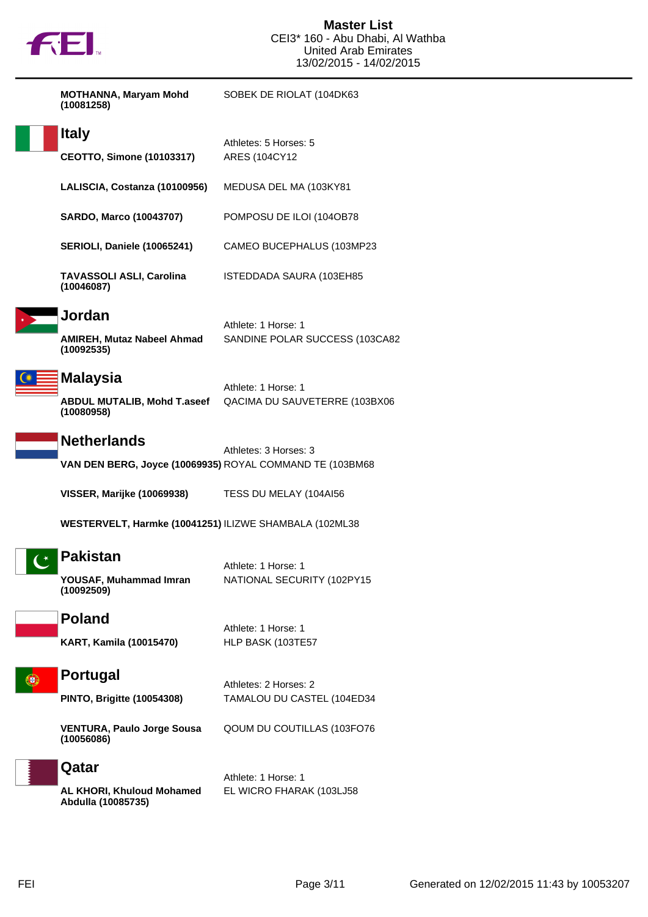| | |
|---|---|
| **MOTHANNA, Maryam Mohd (10081258)** | SOBEK DE RIOLAT (104DK63 |

## Italy

Athletes: 5 Horses: 5

| | |
|---|---|
| **CEOTTO, Simone (10103317)** | ARES (104CY12 |
| **LALISCIA, Costanza (10100956)** | MEDUSA DEL MA (103KY81 |
| **SARDO, Marco (10043707)** | POMPOSU DE ILOI (104OB78 |
| **SERIOLI, Daniele (10065241)** | CAMEO BUCEPHALUS (103MP23 |
| **TAVASSOLI ASLI, Carolina (10046087)** | ISTEDDADA SAURA (103EH85 |

## Jordan

Athlete: 1 Horse: 1

| | |
|---|---|
| **AMIREH, Mutaz Nabeel Ahmad (10092535)** | SANDINE POLAR SUCCESS (103CA82 |

## Malaysia

Athlete: 1 Horse: 1

| | |
|---|---|
| **ABDUL MUTALIB, Mohd T.aseef (10080958)** | QACIMA DU SAUVETERRE (103BX06 |

## Netherlands

Athletes: 3 Horses: 3

| | |
|---|---|
| **VAN DEN BERG, Joyce (10069935)** | ROYAL COMMAND TE (103BM68 |
| **VISSER, Marijke (10069938)** | TESS DU MELAY (104AI56 |
| **WESTERVELT, Harmke (10041251)** | ILIZWE SHAMBALA (102ML38 |

## Pakistan

Athlete: 1 Horse: 1

| | |
|---|---|
| **YOUSAF, Muhammad Imran (10092509)** | NATIONAL SECURITY (102PY15 |

## Poland

Athlete: 1 Horse: 1

| | |
|---|---|
| **KART, Kamila (10015470)** | HLP BASK (103TE57 |

## Portugal

Athletes: 2 Horses: 2

| | |
|---|---|
| **PINTO, Brigitte (10054308)** | TAMALOU DU CASTEL (104ED34 |
| **VENTURA, Paulo Jorge Sousa (10056086)** | QOUM DU COUTILLAS (103FO76 |

## Qatar

Athlete: 1 Horse: 1

| | |
|---|---|
| **AL KHORI, Khuloud Mohamed Abdulla (10085735)** | EL WICRO FHARAK (103LJ58 |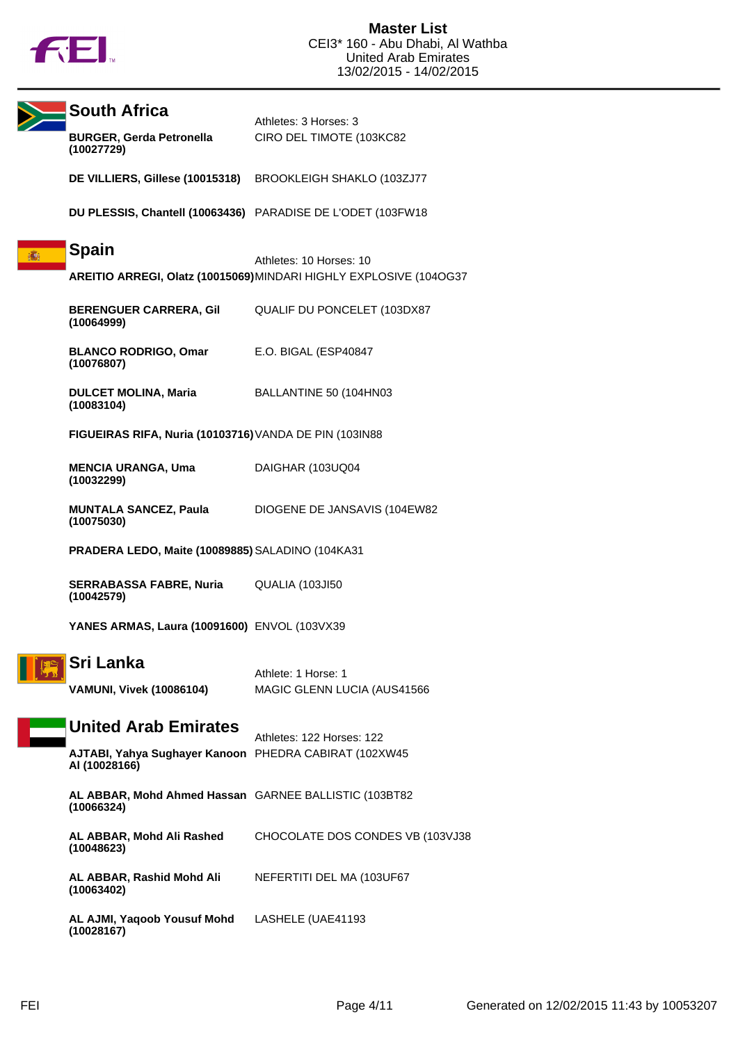# Master List
CEI3* 160 - Abu Dhabi, Al Wathba
United Arab Emirates
13/02/2015 - 14/02/2015

## South Africa

Athletes: 3 Horses: 3

| Athlete | Horse |
|---|---|
| **BURGER, Gerda Petronella (10027729)** | CIRO DEL TIMOTE (103KC82 |
| **DE VILLIERS, Gillese (10015318)** | BROOKLEIGH SHAKLO (103ZJ77 |
| **DU PLESSIS, Chantell (10063436)** | PARADISE DE L'ODET (103FW18 |

## Spain

Athletes: 10 Horses: 10

| Athlete | Horse |
|---|---|
| **AREITIO ARREGI, Olatz (10015069)** | MINDARI HIGHLY EXPLOSIVE (104OG37 |
| **BERENGUER CARRERA, Gil (10064999)** | QUALIF DU PONCELET (103DX87 |
| **BLANCO RODRIGO, Omar (10076807)** | E.O. BIGAL (ESP40847 |
| **DULCET MOLINA, Maria (10083104)** | BALLANTINE 50 (104HN03 |
| **FIGUEIRAS RIFA, Nuria (10103716)** | VANDA DE PIN (103IN88 |
| **MENCIA URANGA, Uma (10032299)** | DAIGHAR (103UQ04 |
| **MUNTALA SANCEZ, Paula (10075030)** | DIOGENE DE JANSAVIS (104EW82 |
| **PRADERA LEDO, Maite (10089885)** | SALADINO (104KA31 |
| **SERRABASSA FABRE, Nuria (10042579)** | QUALIA (103JI50 |
| **YANES ARMAS, Laura (10091600)** | ENVOL (103VX39 |

## Sri Lanka

Athlete: 1 Horse: 1

| Athlete | Horse |
|---|---|
| **VAMUNI, Vivek (10086104)** | MAGIC GLENN LUCIA (AUS41566 |

## United Arab Emirates

Athletes: 122 Horses: 122

| Athlete | Horse |
|---|---|
| **AJTABI, Yahya Sughayer Kanoon Al (10028166)** | PHEDRA CABIRAT (102XW45 |
| **AL ABBAR, Mohd Ahmed Hassan (10066324)** | GARNEE BALLISTIC (103BT82 |
| **AL ABBAR, Mohd Ali Rashed (10048623)** | CHOCOLATE DOS CONDES VB (103VJ38 |
| **AL ABBAR, Rashid Mohd Ali (10063402)** | NEFERTITI DEL MA (103UF67 |
| **AL AJMI, Yaqoob Yousuf Mohd (10028167)** | LASHELE (UAE41193 |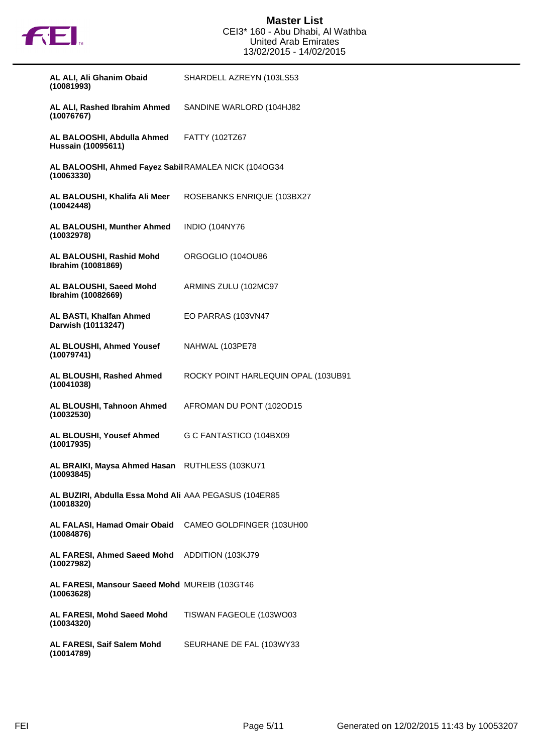| Rider | Horse |
| --- | --- |
| **AL ALI, Ali Ghanim Obaid (10081993)** | SHARDELL AZREYN (103LS53 |
| **AL ALI, Rashed Ibrahim Ahmed (10076767)** | SANDINE WARLORD (104HJ82 |
| **AL BALOOSHI, Abdulla Ahmed Hussain (10095611)** | FATTY (102TZ67 |
| **AL BALOOSHI, Ahmed Fayez Sabil (10063330)** | RAMALEA NICK (104OG34 |
| **AL BALOUSHI, Khalifa Ali Meer (10042448)** | ROSEBANKS ENRIQUE (103BX27 |
| **AL BALOUSHI, Munther Ahmed (10032978)** | INDIO (104NY76 |
| **AL BALOUSHI, Rashid Mohd Ibrahim (10081869)** | ORGOGLIO (104OU86 |
| **AL BALOUSHI, Saeed Mohd Ibrahim (10082669)** | ARMINS ZULU (102MC97 |
| **AL BASTI, Khalfan Ahmed Darwish (10113247)** | EO PARRAS (103VN47 |
| **AL BLOUSHI, Ahmed Yousef (10079741)** | NAHWAL (103PE78 |
| **AL BLOUSHI, Rashed Ahmed (10041038)** | ROCKY POINT HARLEQUIN OPAL (103UB91 |
| **AL BLOUSHI, Tahnoon Ahmed (10032530)** | AFROMAN DU PONT (102OD15 |
| **AL BLOUSHI, Yousef Ahmed (10017935)** | G C FANTASTICO (104BX09 |
| **AL BRAIKI, Maysa Ahmed Hasan (10093845)** | RUTHLESS (103KU71 |
| **AL BUZIRI, Abdulla Essa Mohd Ali (10018320)** | AAA PEGASUS (104ER85 |
| **AL FALASI, Hamad Omair Obaid (10084876)** | CAMEO GOLDFINGER (103UH00 |
| **AL FARESI, Ahmed Saeed Mohd (10027982)** | ADDITION (103KJ79 |
| **AL FARESI, Mansour Saeed Mohd (10063628)** | MUREIB (103GT46 |
| **AL FARESI, Mohd Saeed Mohd (10034320)** | TISWAN FAGEOLE (103WO03 |
| **AL FARESI, Saif Salem Mohd (10014789)** | SEURHANE DE FAL (103WY33 |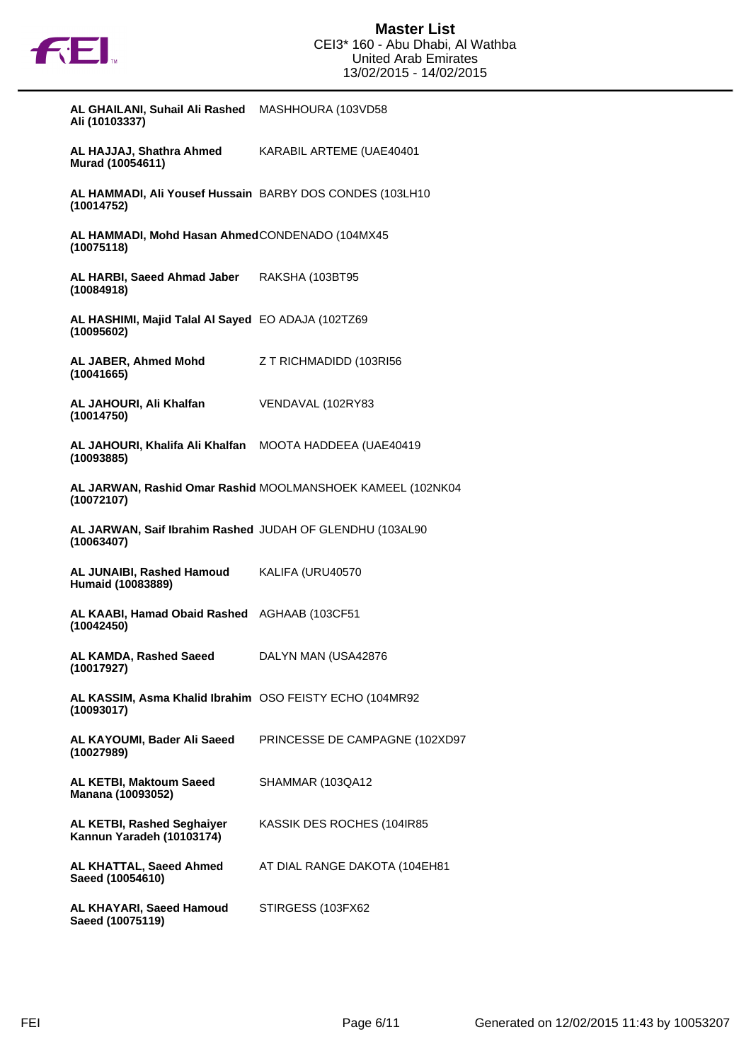| Rider | Horse |
| --- | --- |
| **AL GHAILANI, Suhail Ali Rashed Ali (10103337)** | MASHHOURA (103VD58 |
| **AL HAJJAJ, Shathra Ahmed Murad (10054611)** | KARABIL ARTEME (UAE40401 |
| **AL HAMMADI, Ali Yousef Hussain (10014752)** | BARBY DOS CONDES (103LH10 |
| **AL HAMMADI, Mohd Hasan Ahmed (10075118)** | CONDENADO (104MX45 |
| **AL HARBI, Saeed Ahmad Jaber (10084918)** | RAKSHA (103BT95 |
| **AL HASHIMI, Majid Talal Al Sayed (10095602)** | EO ADAJA (102TZ69 |
| **AL JABER, Ahmed Mohd (10041665)** | Z T RICHMADIDD (103RI56 |
| **AL JAHOURI, Ali Khalfan (10014750)** | VENDAVAL (102RY83 |
| **AL JAHOURI, Khalifa Ali Khalfan (10093885)** | MOOTA HADDEEA (UAE40419 |
| **AL JARWAN, Rashid Omar Rashid (10072107)** | MOOLMANSHOEK KAMEEL (102NK04 |
| **AL JARWAN, Saif Ibrahim Rashed (10063407)** | JUDAH OF GLENDHU (103AL90 |
| **AL JUNAIBI, Rashed Hamoud Humaid (10083889)** | KALIFA (URU40570 |
| **AL KAABI, Hamad Obaid Rashed (10042450)** | AGHAAB (103CF51 |
| **AL KAMDA, Rashed Saeed (10017927)** | DALYN MAN (USA42876 |
| **AL KASSIM, Asma Khalid Ibrahim (10093017)** | OSO FEISTY ECHO (104MR92 |
| **AL KAYOUMI, Bader Ali Saeed (10027989)** | PRINCESSE DE CAMPAGNE (102XD97 |
| **AL KETBI, Maktoum Saeed Manana (10093052)** | SHAMMAR (103QA12 |
| **AL KETBI, Rashed Seghaiyer Kannun Yaradeh (10103174)** | KASSIK DES ROCHES (104IR85 |
| **AL KHATTAL, Saeed Ahmed Saeed (10054610)** | AT DIAL RANGE DAKOTA (104EH81 |
| **AL KHAYARI, Saeed Hamoud Saeed (10075119)** | STIRGESS (103FX62 |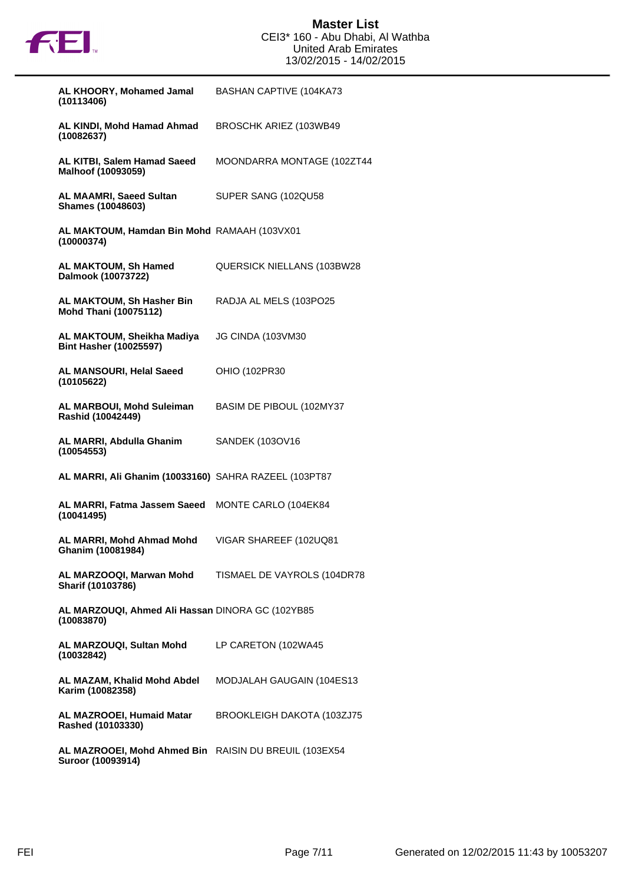| Rider | Horse |
|---|---|
| **AL KHOORY, Mohamed Jamal (10113406)** | BASHAN CAPTIVE (104KA73 |
| **AL KINDI, Mohd Hamad Ahmad (10082637)** | BROSCHK ARIEZ (103WB49 |
| **AL KITBI, Salem Hamad Saeed Malhoof (10093059)** | MOONDARRA MONTAGE (102ZT44 |
| **AL MAAMRI, Saeed Sultan Shames (10048603)** | SUPER SANG (102QU58 |
| **AL MAKTOUM, Hamdan Bin Mohd (10000374)** | RAMAAH (103VX01 |
| **AL MAKTOUM, Sh Hamed Dalmook (10073722)** | QUERSICK NIELLANS (103BW28 |
| **AL MAKTOUM, Sh Hasher Bin Mohd Thani (10075112)** | RADJA AL MELS (103PO25 |
| **AL MAKTOUM, Sheikha Madiya Bint Hasher (10025597)** | JG CINDA (103VM30 |
| **AL MANSOURI, Helal Saeed (10105622)** | OHIO (102PR30 |
| **AL MARBOUI, Mohd Suleiman Rashid (10042449)** | BASIM DE PIBOUL (102MY37 |
| **AL MARRI, Abdulla Ghanim (10054553)** | SANDEK (103OV16 |
| **AL MARRI, Ali Ghanim (10033160)** | SAHRA RAZEEL (103PT87 |
| **AL MARRI, Fatma Jassem Saeed (10041495)** | MONTE CARLO (104EK84 |
| **AL MARRI, Mohd Ahmad Mohd Ghanim (10081984)** | VIGAR SHAREEF (102UQ81 |
| **AL MARZOOQI, Marwan Mohd Sharif (10103786)** | TISMAEL DE VAYROLS (104DR78 |
| **AL MARZOUQI, Ahmed Ali Hassan (10083870)** | DINORA GC (102YB85 |
| **AL MARZOUQI, Sultan Mohd (10032842)** | LP CARETON (102WA45 |
| **AL MAZAM, Khalid Mohd Abdel Karim (10082358)** | MODJALAH GAUGAIN (104ES13 |
| **AL MAZROOEI, Humaid Matar Rashed (10103330)** | BROOKLEIGH DAKOTA (103ZJ75 |
| **AL MAZROOEI, Mohd Ahmed Bin Suroor (10093914)** | RAISIN DU BREUIL (103EX54 |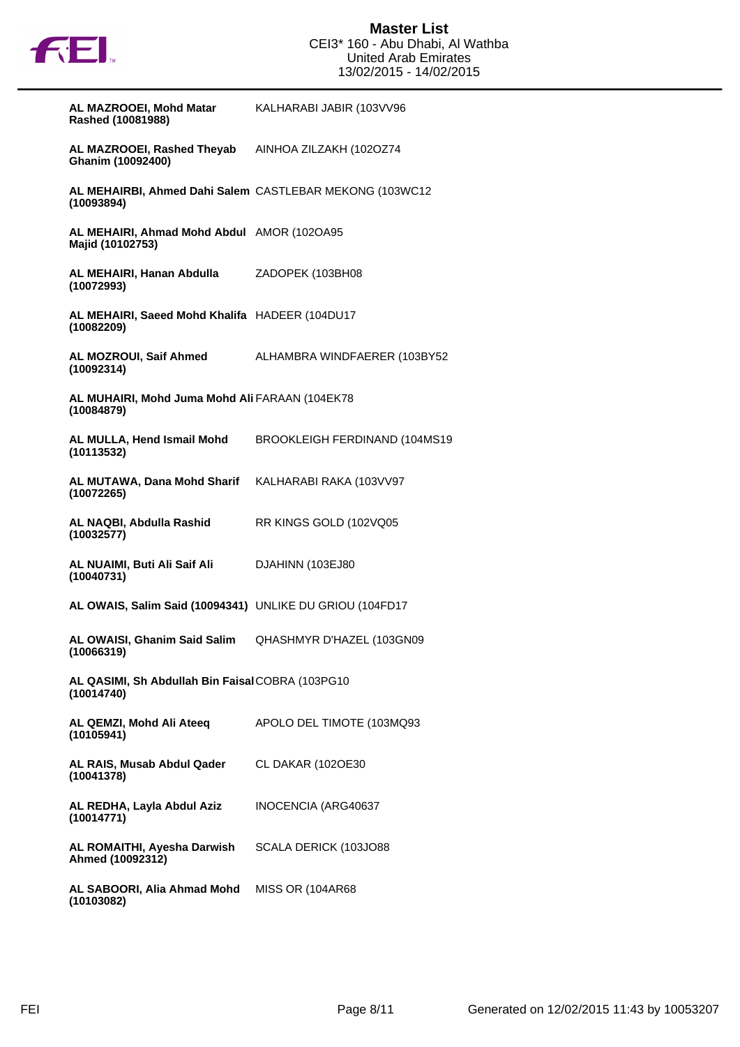| Rider | Horse |
|---|---|
| **AL MAZROOEI, Mohd Matar Rashed (10081988)** | KALHARABI JABIR (103VV96 |
| **AL MAZROOEI, Rashed Theyab Ghanim (10092400)** | AINHOA ZILZAKH (102OZ74 |
| **AL MEHAIRBI, Ahmed Dahi Salem (10093894)** | CASTLEBAR MEKONG (103WC12 |
| **AL MEHAIRI, Ahmad Mohd Abdul Majid (10102753)** | AMOR (102OA95 |
| **AL MEHAIRI, Hanan Abdulla (10072993)** | ZADOPEK (103BH08 |
| **AL MEHAIRI, Saeed Mohd Khalifa (10082209)** | HADEER (104DU17 |
| **AL MOZROUI, Saif Ahmed (10092314)** | ALHAMBRA WINDFAERER (103BY52 |
| **AL MUHAIRI, Mohd Juma Mohd Ali (10084879)** | FARAAN (104EK78 |
| **AL MULLA, Hend Ismail Mohd (10113532)** | BROOKLEIGH FERDINAND (104MS19 |
| **AL MUTAWA, Dana Mohd Sharif (10072265)** | KALHARABI RAKA (103VV97 |
| **AL NAQBI, Abdulla Rashid (10032577)** | RR KINGS GOLD (102VQ05 |
| **AL NUAIMI, Buti Ali Saif Ali (10040731)** | DJAHINN (103EJ80 |
| **AL OWAIS, Salim Said (10094341)** | UNLIKE DU GRIOU (104FD17 |
| **AL OWAISI, Ghanim Said Salim (10066319)** | QHASHMYR D'HAZEL (103GN09 |
| **AL QASIMI, Sh Abdullah Bin Faisal (10014740)** | COBRA (103PG10 |
| **AL QEMZI, Mohd Ali Ateeq (10105941)** | APOLO DEL TIMOTE (103MQ93 |
| **AL RAIS, Musab Abdul Qader (10041378)** | CL DAKAR (102OE30 |
| **AL REDHA, Layla Abdul Aziz (10014771)** | INOCENCIA (ARG40637 |
| **AL ROMAITHI, Ayesha Darwish Ahmed (10092312)** | SCALA DERICK (103JO88 |
| **AL SABOORI, Alia Ahmad Mohd (10103082)** | MISS OR (104AR68 |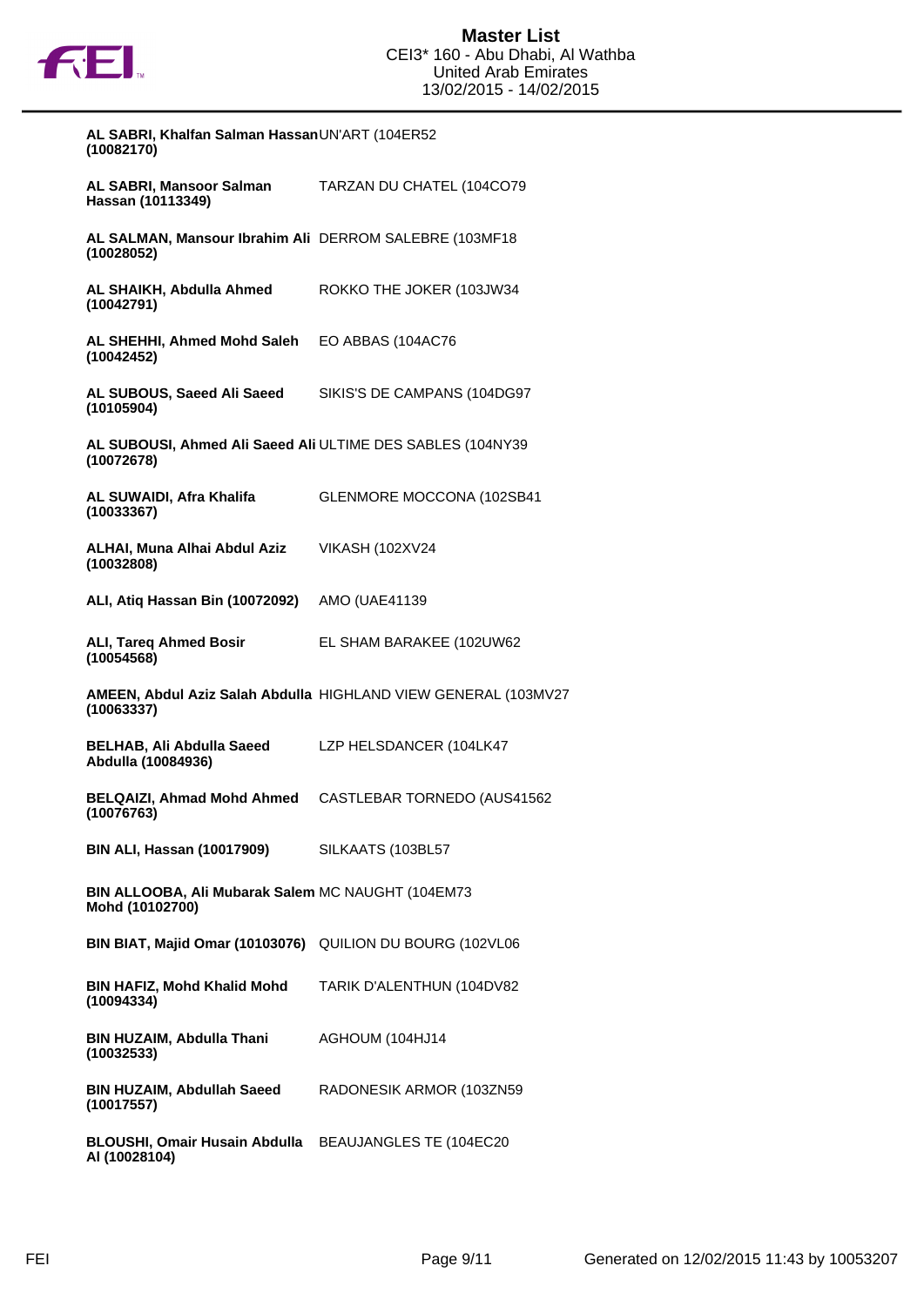| Rider | Horse |
|---|---|
| **AL SABRI, Khalfan Salman Hassan (10082170)** | UN'ART (104ER52 |
| **AL SABRI, Mansoor Salman Hassan (10113349)** | TARZAN DU CHATEL (104CO79 |
| **AL SALMAN, Mansour Ibrahim Ali (10028052)** | DERROM SALEBRE (103MF18 |
| **AL SHAIKH, Abdulla Ahmed (10042791)** | ROKKO THE JOKER (103JW34 |
| **AL SHEHHI, Ahmed Mohd Saleh (10042452)** | EO ABBAS (104AC76 |
| **AL SUBOUS, Saeed Ali Saeed (10105904)** | SIKIS'S DE CAMPANS (104DG97 |
| **AL SUBOUSI, Ahmed Ali Saeed Ali (10072678)** | ULTIME DES SABLES (104NY39 |
| **AL SUWAIDI, Afra Khalifa (10033367)** | GLENMORE MOCCONA (102SB41 |
| **ALHAI, Muna Alhai Abdul Aziz (10032808)** | VIKASH (102XV24 |
| **ALI, Atiq Hassan Bin (10072092)** | AMO (UAE41139 |
| **ALI, Tareq Ahmed Bosir (10054568)** | EL SHAM BARAKEE (102UW62 |
| **AMEEN, Abdul Aziz Salah Abdulla (10063337)** | HIGHLAND VIEW GENERAL (103MV27 |
| **BELHAB, Ali Abdulla Saeed Abdulla (10084936)** | LZP HELSDANCER (104LK47 |
| **BELQAIZI, Ahmad Mohd Ahmed (10076763)** | CASTLEBAR TORNEDO (AUS41562 |
| **BIN ALI, Hassan (10017909)** | SILKAATS (103BL57 |
| **BIN ALLOOBA, Ali Mubarak Salem Mohd (10102700)** | MC NAUGHT (104EM73 |
| **BIN BIAT, Majid Omar (10103076)** | QUILION DU BOURG (102VL06 |
| **BIN HAFIZ, Mohd Khalid Mohd (10094334)** | TARIK D'ALENTHUN (104DV82 |
| **BIN HUZAIM, Abdulla Thani (10032533)** | AGHOUM (104HJ14 |
| **BIN HUZAIM, Abdullah Saeed (10017557)** | RADONESIK ARMOR (103ZN59 |
| **BLOUSHI, Omair Husain Abdulla Al (10028104)** | BEAUJANGLES TE (104EC20 |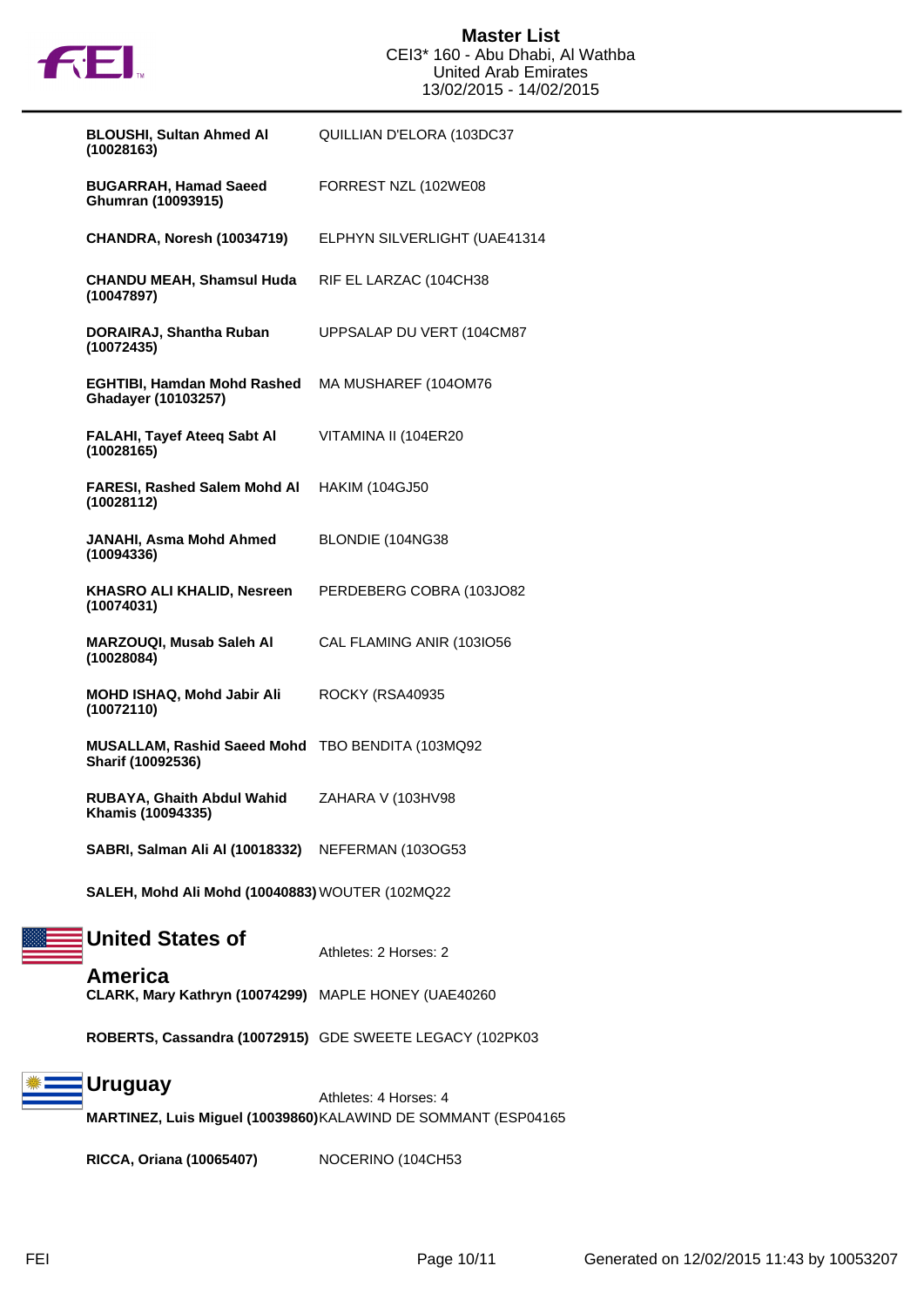| | |
|---|---|
| **BLOUSHI, Sultan Ahmed Al (10028163)** | QUILLIAN D'ELORA (103DC37 |
| **BUGARRAH, Hamad Saeed Ghumran (10093915)** | FORREST NZL (102WE08 |
| **CHANDRA, Noresh (10034719)** | ELPHYN SILVERLIGHT (UAE41314 |
| **CHANDU MEAH, Shamsul Huda (10047897)** | RIF EL LARZAC (104CH38 |
| **DORAIRAJ, Shantha Ruban (10072435)** | UPPSALAP DU VERT (104CM87 |
| **EGHTIBI, Hamdan Mohd Rashed Ghadayer (10103257)** | MA MUSHAREF (104OM76 |
| **FALAHI, Tayef Ateeq Sabt Al (10028165)** | VITAMINA II (104ER20 |
| **FARESI, Rashed Salem Mohd Al (10028112)** | HAKIM (104GJ50 |
| **JANAHI, Asma Mohd Ahmed (10094336)** | BLONDIE (104NG38 |
| **KHASRO ALI KHALID, Nesreen (10074031)** | PERDEBERG COBRA (103JO82 |
| **MARZOUQI, Musab Saleh Al (10028084)** | CAL FLAMING ANIR (103IO56 |
| **MOHD ISHAQ, Mohd Jabir Ali (10072110)** | ROCKY (RSA40935 |
| **MUSALLAM, Rashid Saeed Mohd Sharif (10092536)** | TBO BENDITA (103MQ92 |
| **RUBAYA, Ghaith Abdul Wahid Khamis (10094335)** | ZAHARA V (103HV98 |
| **SABRI, Salman Ali Al (10018332)** | NEFERMAN (103OG53 |
| **SALEH, Mohd Ali Mohd (10040883)** | WOUTER (102MQ22 |

## United States of America

Athletes: 2 Horses: 2

| | |
|---|---|
| **CLARK, Mary Kathryn (10074299)** | MAPLE HONEY (UAE40260 |
| **ROBERTS, Cassandra (10072915)** | GDE SWEETE LEGACY (102PK03 |

## Uruguay

Athletes: 4 Horses: 4

| | |
|---|---|
| **MARTINEZ, Luis Miguel (10039860)** | KALAWIND DE SOMMANT (ESP04165 |
| **RICCA, Oriana (10065407)** | NOCERINO (104CH53 |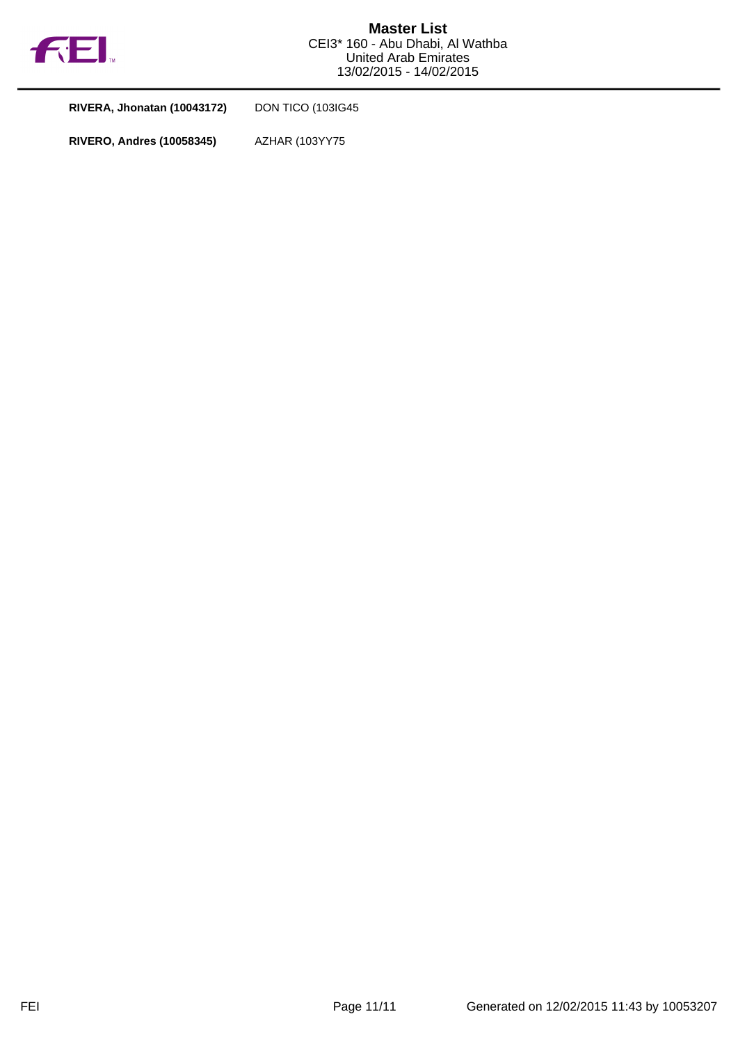| | |
|---|---|
| **RIVERA, Jhonatan (10043172)** | DON TICO (103IG45 |
| **RIVERO, Andres (10058345)** | AZHAR (103YY75 |